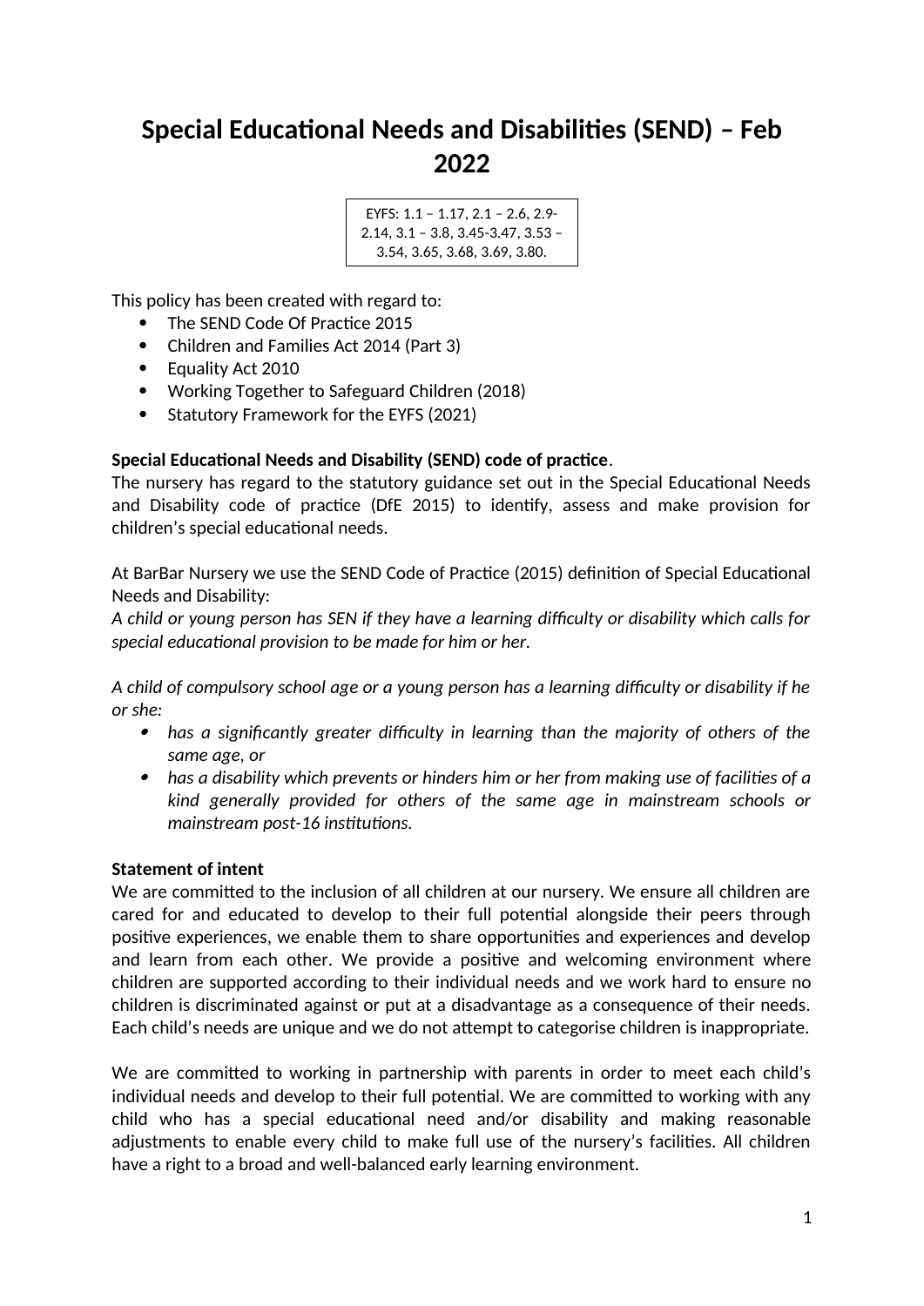# Special Educational Needs and Disabilities (SEND) – Feb 2022

EYFS: 1.1 – 1.17, 2.1 – 2.6, 2.9-2.14, 3.1 – 3.8, 3.45-3.47, 3.53 – 3.54, 3.65, 3.68, 3.69, 3.80.

This policy has been created with regard to:

- The SEND Code Of Practice 2015
- Children and Families Act 2014 (Part 3)
- Equality Act 2010
- Working Together to Safeguard Children (2018)
- Statutory Framework for the EYFS (2021)

**Special Educational Needs and Disability (SEND) code of practice**.

The nursery has regard to the statutory guidance set out in the Special Educational Needs and Disability code of practice (DfE 2015) to identify, assess and make provision for children's special educational needs.

At BarBar Nursery we use the SEND Code of Practice (2015) definition of Special Educational Needs and Disability:

*A child or young person has SEN if they have a learning difficulty or disability which calls for special educational provision to be made for him or her.*

*A child of compulsory school age or a young person has a learning difficulty or disability if he or she:*

- *has a significantly greater difficulty in learning than the majority of others of the same age, or*
- *has a disability which prevents or hinders him or her from making use of facilities of a kind generally provided for others of the same age in mainstream schools or mainstream post-16 institutions.*

**Statement of intent**

We are committed to the inclusion of all children at our nursery. We ensure all children are cared for and educated to develop to their full potential alongside their peers through positive experiences, we enable them to share opportunities and experiences and develop and learn from each other. We provide a positive and welcoming environment where children are supported according to their individual needs and we work hard to ensure no children is discriminated against or put at a disadvantage as a consequence of their needs. Each child's needs are unique and we do not attempt to categorise children is inappropriate.

We are committed to working in partnership with parents in order to meet each child's individual needs and develop to their full potential. We are committed to working with any child who has a special educational need and/or disability and making reasonable adjustments to enable every child to make full use of the nursery's facilities. All children have a right to a broad and well-balanced early learning environment.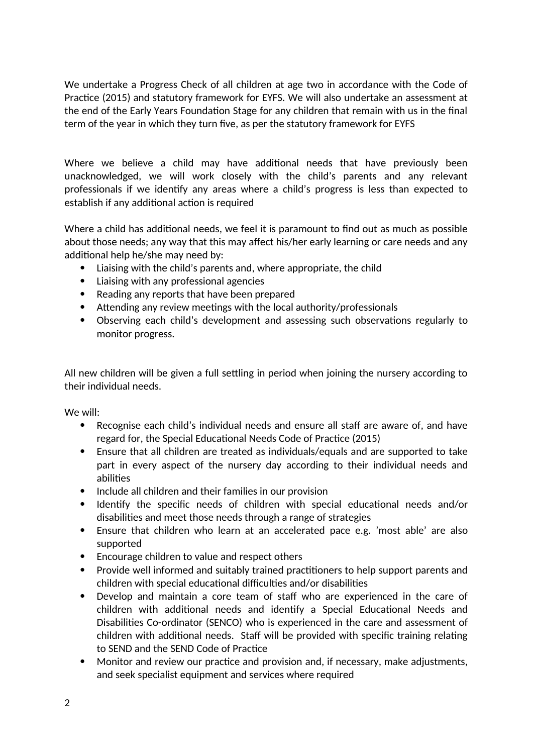We undertake a Progress Check of all children at age two in accordance with the Code of Practice (2015) and statutory framework for EYFS. We will also undertake an assessment at the end of the Early Years Foundation Stage for any children that remain with us in the final term of the year in which they turn five, as per the statutory framework for EYFS

Where we believe a child may have additional needs that have previously been unacknowledged, we will work closely with the child's parents and any relevant professionals if we identify any areas where a child's progress is less than expected to establish if any additional action is required

Where a child has additional needs, we feel it is paramount to find out as much as possible about those needs; any way that this may affect his/her early learning or care needs and any additional help he/she may need by:

- Liaising with the child's parents and, where appropriate, the child
- Liaising with any professional agencies
- Reading any reports that have been prepared
- Attending any review meetings with the local authority/professionals
- Observing each child's development and assessing such observations regularly to monitor progress.

All new children will be given a full settling in period when joining the nursery according to their individual needs.

We will:

- Recognise each child's individual needs and ensure all staff are aware of, and have regard for, the Special Educational Needs Code of Practice (2015)
- Ensure that all children are treated as individuals/equals and are supported to take part in every aspect of the nursery day according to their individual needs and abilities
- Include all children and their families in our provision
- Identify the specific needs of children with special educational needs and/or disabilities and meet those needs through a range of strategies
- Ensure that children who learn at an accelerated pace e.g. 'most able' are also supported
- Encourage children to value and respect others
- Provide well informed and suitably trained practitioners to help support parents and children with special educational difficulties and/or disabilities
- Develop and maintain a core team of staff who are experienced in the care of children with additional needs and identify a Special Educational Needs and Disabilities Co-ordinator (SENCO) who is experienced in the care and assessment of children with additional needs. Staff will be provided with specific training relating to SEND and the SEND Code of Practice
- Monitor and review our practice and provision and, if necessary, make adjustments, and seek specialist equipment and services where required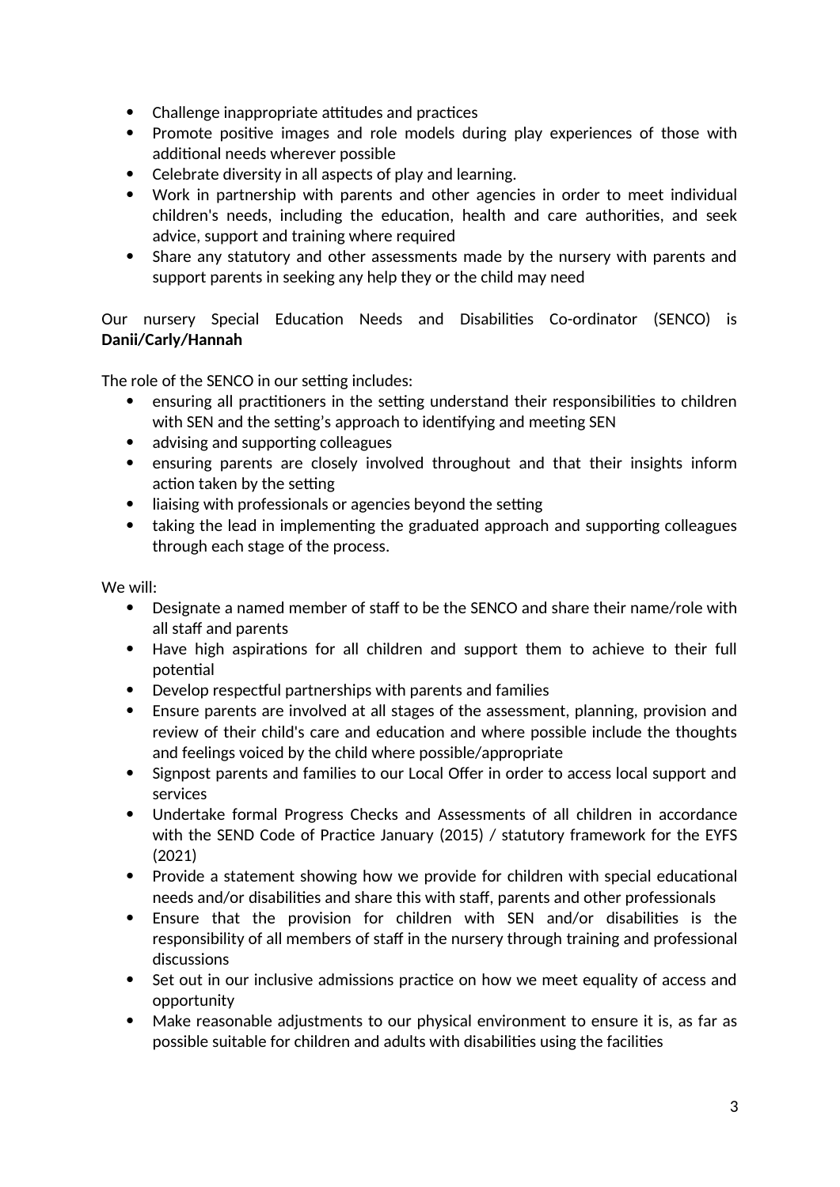- Challenge inappropriate attitudes and practices
- Promote positive images and role models during play experiences of those with additional needs wherever possible
- Celebrate diversity in all aspects of play and learning.
- Work in partnership with parents and other agencies in order to meet individual children's needs, including the education, health and care authorities, and seek advice, support and training where required
- Share any statutory and other assessments made by the nursery with parents and support parents in seeking any help they or the child may need

Our nursery Special Education Needs and Disabilities Co-ordinator (SENCO) is **Danii/Carly/Hannah**

The role of the SENCO in our setting includes:

- ensuring all practitioners in the setting understand their responsibilities to children with SEN and the setting's approach to identifying and meeting SEN
- advising and supporting colleagues
- ensuring parents are closely involved throughout and that their insights inform action taken by the setting
- liaising with professionals or agencies beyond the setting
- taking the lead in implementing the graduated approach and supporting colleagues through each stage of the process.

We will:

- Designate a named member of staff to be the SENCO and share their name/role with all staff and parents
- Have high aspirations for all children and support them to achieve to their full potential
- Develop respectful partnerships with parents and families
- Ensure parents are involved at all stages of the assessment, planning, provision and review of their child's care and education and where possible include the thoughts and feelings voiced by the child where possible/appropriate
- Signpost parents and families to our Local Offer in order to access local support and services
- Undertake formal Progress Checks and Assessments of all children in accordance with the SEND Code of Practice January (2015) / statutory framework for the EYFS (2021)
- Provide a statement showing how we provide for children with special educational needs and/or disabilities and share this with staff, parents and other professionals
- Ensure that the provision for children with SEN and/or disabilities is the responsibility of all members of staff in the nursery through training and professional discussions
- Set out in our inclusive admissions practice on how we meet equality of access and opportunity
- Make reasonable adjustments to our physical environment to ensure it is, as far as possible suitable for children and adults with disabilities using the facilities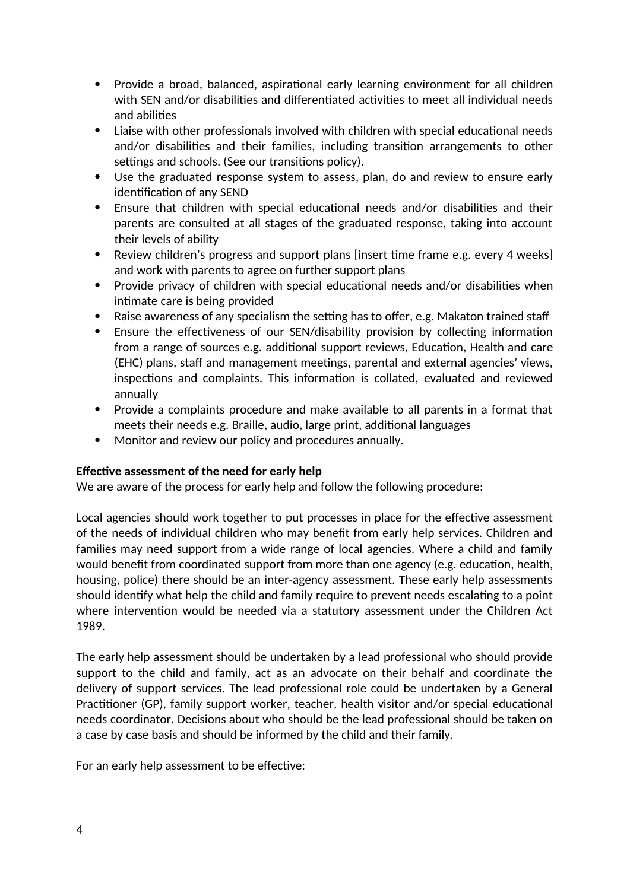- Provide a broad, balanced, aspirational early learning environment for all children with SEN and/or disabilities and differentiated activities to meet all individual needs and abilities
- Liaise with other professionals involved with children with special educational needs and/or disabilities and their families, including transition arrangements to other settings and schools. (See our transitions policy).
- Use the graduated response system to assess, plan, do and review to ensure early identification of any SEND
- Ensure that children with special educational needs and/or disabilities and their parents are consulted at all stages of the graduated response, taking into account their levels of ability
- Review children's progress and support plans [insert time frame e.g. every 4 weeks] and work with parents to agree on further support plans
- Provide privacy of children with special educational needs and/or disabilities when intimate care is being provided
- Raise awareness of any specialism the setting has to offer, e.g. Makaton trained staff
- Ensure the effectiveness of our SEN/disability provision by collecting information from a range of sources e.g. additional support reviews, Education, Health and care (EHC) plans, staff and management meetings, parental and external agencies' views, inspections and complaints. This information is collated, evaluated and reviewed annually
- Provide a complaints procedure and make available to all parents in a format that meets their needs e.g. Braille, audio, large print, additional languages
- Monitor and review our policy and procedures annually.

**Effective assessment of the need for early help**
We are aware of the process for early help and follow the following procedure:

Local agencies should work together to put processes in place for the effective assessment of the needs of individual children who may benefit from early help services. Children and families may need support from a wide range of local agencies. Where a child and family would benefit from coordinated support from more than one agency (e.g. education, health, housing, police) there should be an inter-agency assessment. These early help assessments should identify what help the child and family require to prevent needs escalating to a point where intervention would be needed via a statutory assessment under the Children Act 1989.

The early help assessment should be undertaken by a lead professional who should provide support to the child and family, act as an advocate on their behalf and coordinate the delivery of support services. The lead professional role could be undertaken by a General Practitioner (GP), family support worker, teacher, health visitor and/or special educational needs coordinator. Decisions about who should be the lead professional should be taken on a case by case basis and should be informed by the child and their family.

For an early help assessment to be effective: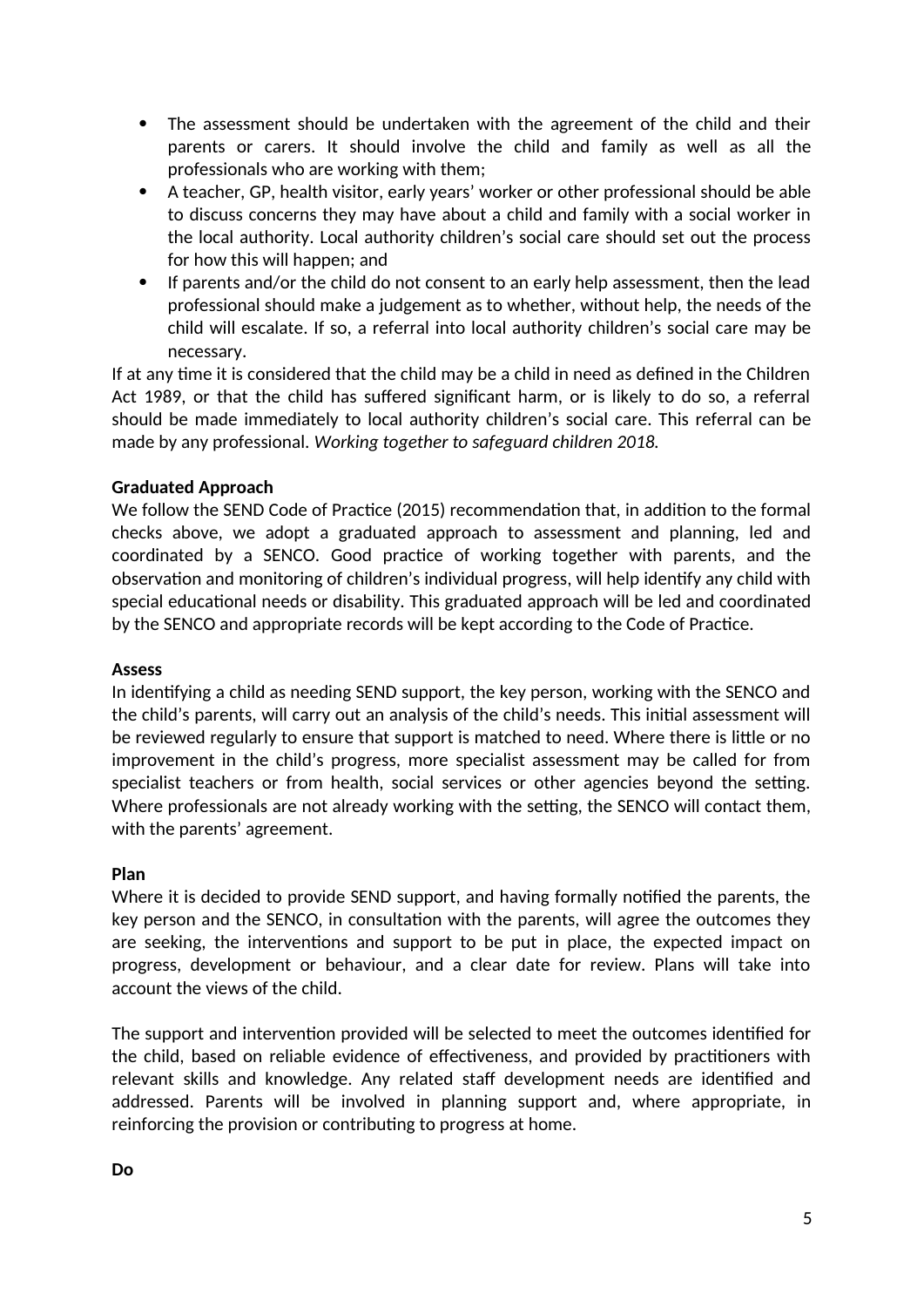- The assessment should be undertaken with the agreement of the child and their parents or carers. It should involve the child and family as well as all the professionals who are working with them;
- A teacher, GP, health visitor, early years' worker or other professional should be able to discuss concerns they may have about a child and family with a social worker in the local authority. Local authority children's social care should set out the process for how this will happen; and
- If parents and/or the child do not consent to an early help assessment, then the lead professional should make a judgement as to whether, without help, the needs of the child will escalate. If so, a referral into local authority children's social care may be necessary.

If at any time it is considered that the child may be a child in need as defined in the Children Act 1989, or that the child has suffered significant harm, or is likely to do so, a referral should be made immediately to local authority children's social care. This referral can be made by any professional. *Working together to safeguard children 2018.*

**Graduated Approach**

We follow the SEND Code of Practice (2015) recommendation that, in addition to the formal checks above, we adopt a graduated approach to assessment and planning, led and coordinated by a SENCO. Good practice of working together with parents, and the observation and monitoring of children's individual progress, will help identify any child with special educational needs or disability. This graduated approach will be led and coordinated by the SENCO and appropriate records will be kept according to the Code of Practice.

**Assess**

In identifying a child as needing SEND support, the key person, working with the SENCO and the child's parents, will carry out an analysis of the child's needs. This initial assessment will be reviewed regularly to ensure that support is matched to need. Where there is little or no improvement in the child's progress, more specialist assessment may be called for from specialist teachers or from health, social services or other agencies beyond the setting. Where professionals are not already working with the setting, the SENCO will contact them, with the parents' agreement.

**Plan**

Where it is decided to provide SEND support, and having formally notified the parents, the key person and the SENCO, in consultation with the parents, will agree the outcomes they are seeking, the interventions and support to be put in place, the expected impact on progress, development or behaviour, and a clear date for review. Plans will take into account the views of the child.

The support and intervention provided will be selected to meet the outcomes identified for the child, based on reliable evidence of effectiveness, and provided by practitioners with relevant skills and knowledge. Any related staff development needs are identified and addressed. Parents will be involved in planning support and, where appropriate, in reinforcing the provision or contributing to progress at home.

**Do**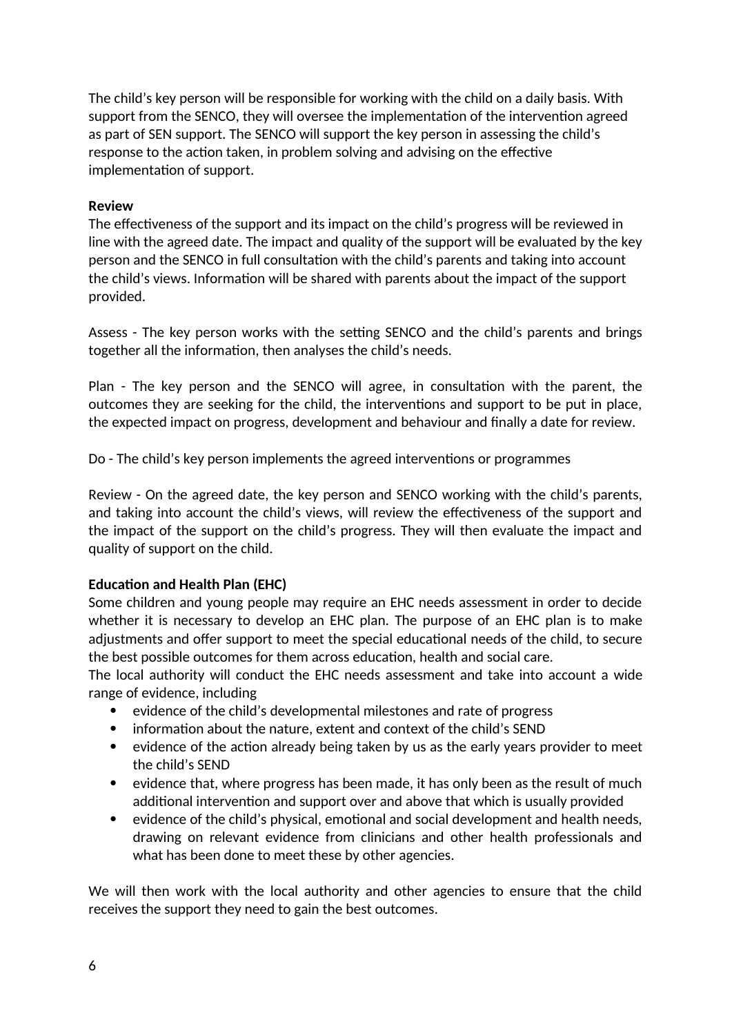The child's key person will be responsible for working with the child on a daily basis. With support from the SENCO, they will oversee the implementation of the intervention agreed as part of SEN support. The SENCO will support the key person in assessing the child's response to the action taken, in problem solving and advising on the effective implementation of support.

**Review**
The effectiveness of the support and its impact on the child's progress will be reviewed in line with the agreed date. The impact and quality of the support will be evaluated by the key person and the SENCO in full consultation with the child's parents and taking into account the child's views. Information will be shared with parents about the impact of the support provided.

Assess - The key person works with the setting SENCO and the child's parents and brings together all the information, then analyses the child's needs.

Plan - The key person and the SENCO will agree, in consultation with the parent, the outcomes they are seeking for the child, the interventions and support to be put in place, the expected impact on progress, development and behaviour and finally a date for review.

Do - The child's key person implements the agreed interventions or programmes

Review - On the agreed date, the key person and SENCO working with the child's parents, and taking into account the child's views, will review the effectiveness of the support and the impact of the support on the child's progress. They will then evaluate the impact and quality of support on the child.

**Education and Health Plan (EHC)**
Some children and young people may require an EHC needs assessment in order to decide whether it is necessary to develop an EHC plan. The purpose of an EHC plan is to make adjustments and offer support to meet the special educational needs of the child, to secure the best possible outcomes for them across education, health and social care.
The local authority will conduct the EHC needs assessment and take into account a wide range of evidence, including

- evidence of the child's developmental milestones and rate of progress
- information about the nature, extent and context of the child's SEND
- evidence of the action already being taken by us as the early years provider to meet the child's SEND
- evidence that, where progress has been made, it has only been as the result of much additional intervention and support over and above that which is usually provided
- evidence of the child's physical, emotional and social development and health needs, drawing on relevant evidence from clinicians and other health professionals and what has been done to meet these by other agencies.

We will then work with the local authority and other agencies to ensure that the child receives the support they need to gain the best outcomes.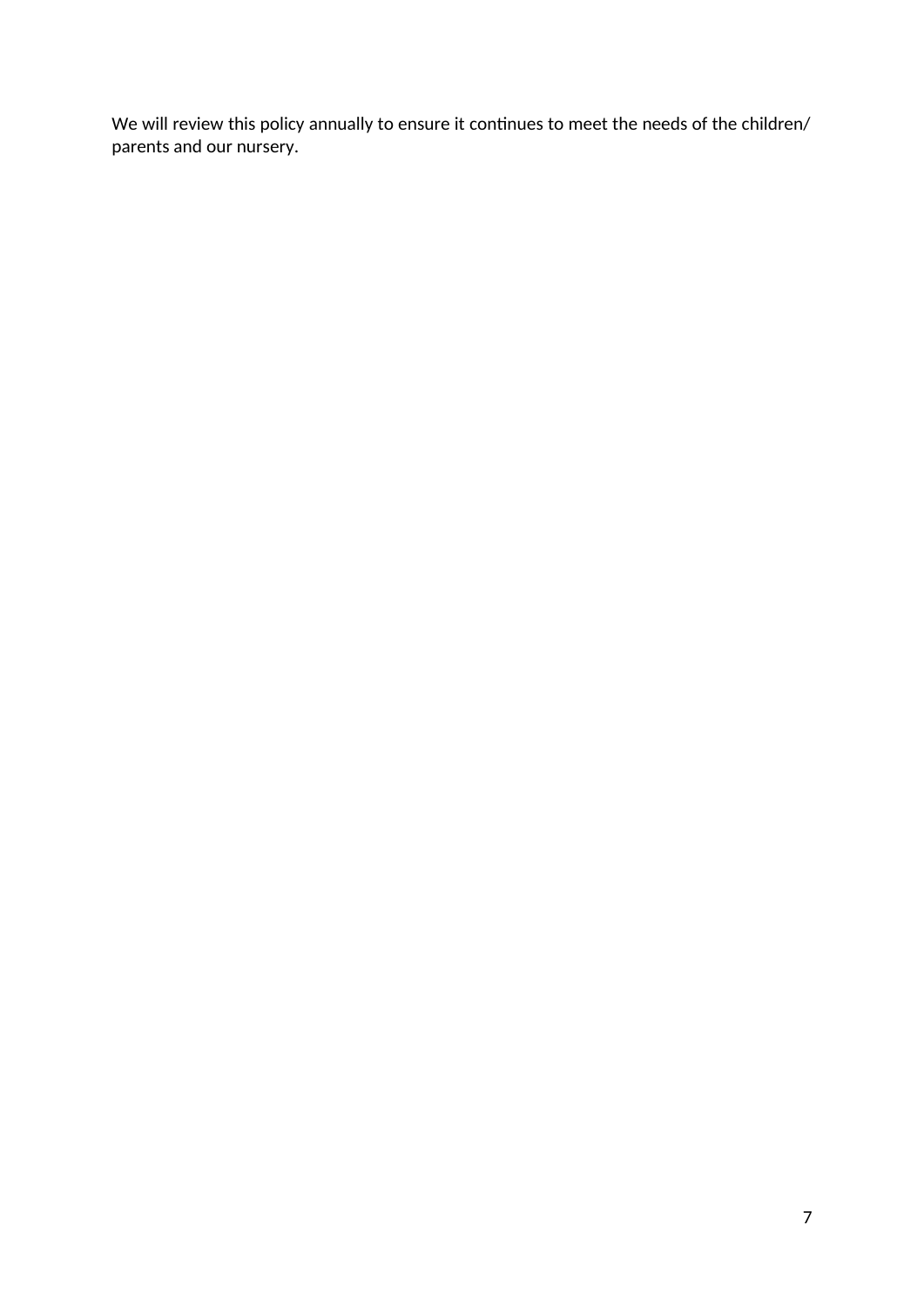We will review this policy annually to ensure it continues to meet the needs of the children/ parents and our nursery.